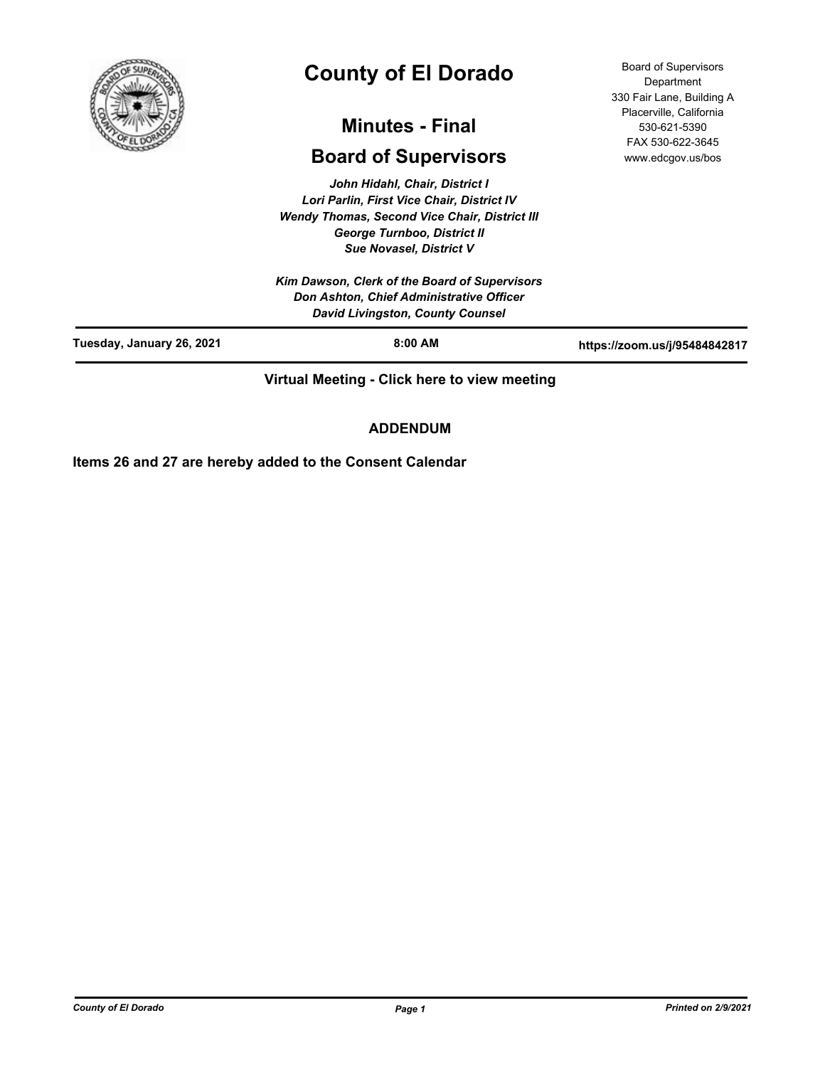# County of El Dorado

## Minutes - Final

## Board of Supervisors

Board of Supervisors Department
330 Fair Lane, Building A
Placerville, California
530-621-5390
FAX 530-622-3645
www.edcgov.us/bos

*John Hidahl, Chair, District I*
*Lori Parlin, First Vice Chair, District IV*
*Wendy Thomas, Second Vice Chair, District III*
*George Turnboo, District II*
*Sue Novasel, District V*

*Kim Dawson, Clerk of the Board of Supervisors*
*Don Ashton, Chief Administrative Officer*
*David Livingston, County Counsel*

| Tuesday, January 26, 2021 | 8:00 AM | https://zoom.us/j/95484842817 |
|---|---|---|

**Virtual Meeting - Click here to view meeting**

**ADDENDUM**

**Items 26 and 27 are hereby added to the Consent Calendar**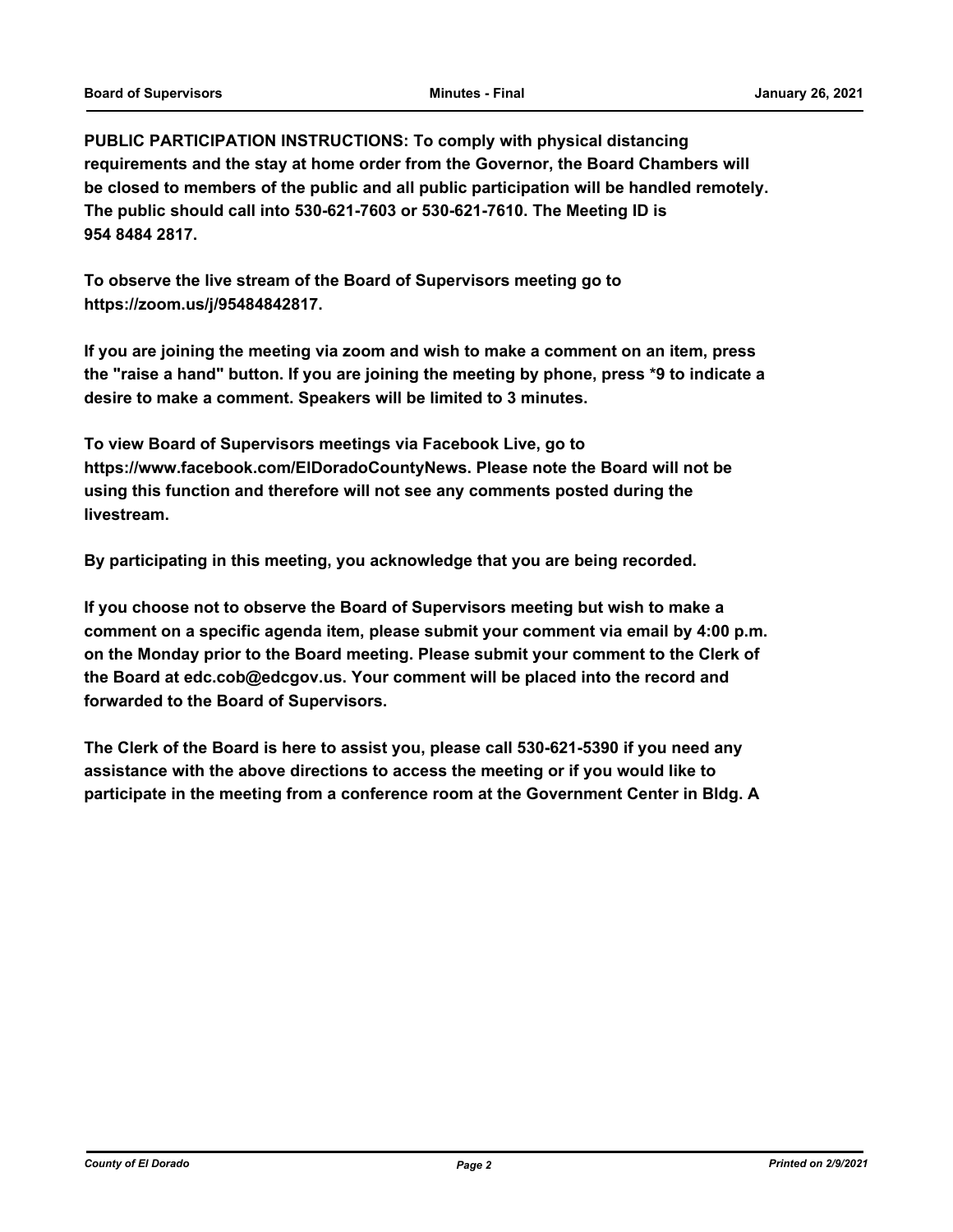**PUBLIC PARTICIPATION INSTRUCTIONS: To comply with physical distancing requirements and the stay at home order from the Governor, the Board Chambers will be closed to members of the public and all public participation will be handled remotely. The public should call into 530-621-7603 or 530-621-7610. The Meeting ID is 954 8484 2817.**

**To observe the live stream of the Board of Supervisors meeting go to https://zoom.us/j/95484842817.**

**If you are joining the meeting via zoom and wish to make a comment on an item, press the "raise a hand" button. If you are joining the meeting by phone, press *9 to indicate a desire to make a comment. Speakers will be limited to 3 minutes.**

**To view Board of Supervisors meetings via Facebook Live, go to https://www.facebook.com/ElDoradoCountyNews. Please note the Board will not be using this function and therefore will not see any comments posted during the livestream.**

**By participating in this meeting, you acknowledge that you are being recorded.**

**If you choose not to observe the Board of Supervisors meeting but wish to make a comment on a specific agenda item, please submit your comment via email by 4:00 p.m. on the Monday prior to the Board meeting. Please submit your comment to the Clerk of the Board at edc.cob@edcgov.us. Your comment will be placed into the record and forwarded to the Board of Supervisors.**

**The Clerk of the Board is here to assist you, please call 530-621-5390 if you need any assistance with the above directions to access the meeting or if you would like to participate in the meeting from a conference room at the Government Center in Bldg. A**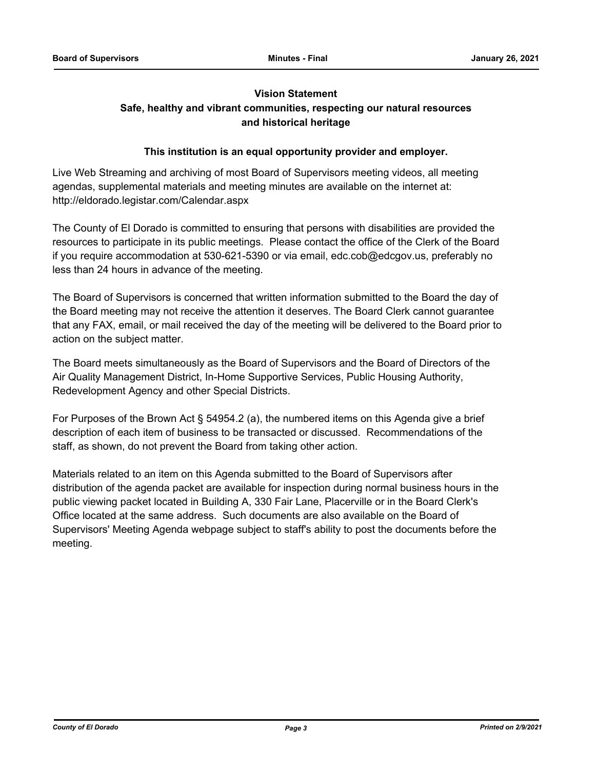**Vision Statement**

**Safe, healthy and vibrant communities, respecting our natural resources and historical heritage**

**This institution is an equal opportunity provider and employer.**

Live Web Streaming and archiving of most Board of Supervisors meeting videos, all meeting agendas, supplemental materials and meeting minutes are available on the internet at: http://eldorado.legistar.com/Calendar.aspx

The County of El Dorado is committed to ensuring that persons with disabilities are provided the resources to participate in its public meetings. Please contact the office of the Clerk of the Board if you require accommodation at 530-621-5390 or via email, edc.cob@edcgov.us, preferably no less than 24 hours in advance of the meeting.

The Board of Supervisors is concerned that written information submitted to the Board the day of the Board meeting may not receive the attention it deserves. The Board Clerk cannot guarantee that any FAX, email, or mail received the day of the meeting will be delivered to the Board prior to action on the subject matter.

The Board meets simultaneously as the Board of Supervisors and the Board of Directors of the Air Quality Management District, In-Home Supportive Services, Public Housing Authority, Redevelopment Agency and other Special Districts.

For Purposes of the Brown Act § 54954.2 (a), the numbered items on this Agenda give a brief description of each item of business to be transacted or discussed. Recommendations of the staff, as shown, do not prevent the Board from taking other action.

Materials related to an item on this Agenda submitted to the Board of Supervisors after distribution of the agenda packet are available for inspection during normal business hours in the public viewing packet located in Building A, 330 Fair Lane, Placerville or in the Board Clerk's Office located at the same address. Such documents are also available on the Board of Supervisors' Meeting Agenda webpage subject to staff's ability to post the documents before the meeting.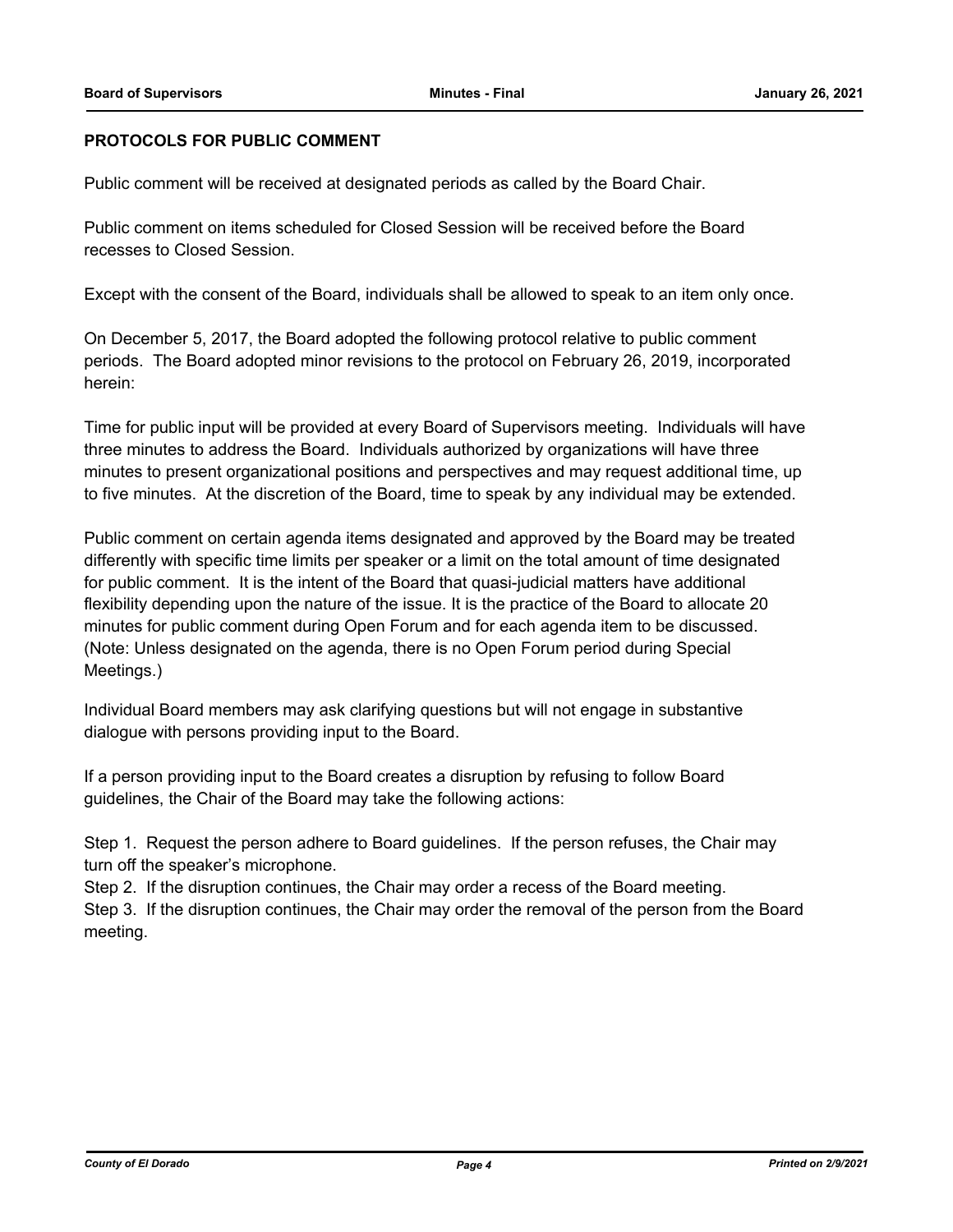**PROTOCOLS FOR PUBLIC COMMENT**

Public comment will be received at designated periods as called by the Board Chair.

Public comment on items scheduled for Closed Session will be received before the Board recesses to Closed Session.

Except with the consent of the Board, individuals shall be allowed to speak to an item only once.

On December 5, 2017, the Board adopted the following protocol relative to public comment periods. The Board adopted minor revisions to the protocol on February 26, 2019, incorporated herein:

Time for public input will be provided at every Board of Supervisors meeting. Individuals will have three minutes to address the Board. Individuals authorized by organizations will have three minutes to present organizational positions and perspectives and may request additional time, up to five minutes. At the discretion of the Board, time to speak by any individual may be extended.

Public comment on certain agenda items designated and approved by the Board may be treated differently with specific time limits per speaker or a limit on the total amount of time designated for public comment. It is the intent of the Board that quasi-judicial matters have additional flexibility depending upon the nature of the issue. It is the practice of the Board to allocate 20 minutes for public comment during Open Forum and for each agenda item to be discussed. (Note: Unless designated on the agenda, there is no Open Forum period during Special Meetings.)

Individual Board members may ask clarifying questions but will not engage in substantive dialogue with persons providing input to the Board.

If a person providing input to the Board creates a disruption by refusing to follow Board guidelines, the Chair of the Board may take the following actions:

Step 1. Request the person adhere to Board guidelines. If the person refuses, the Chair may turn off the speaker's microphone.
Step 2. If the disruption continues, the Chair may order a recess of the Board meeting.
Step 3. If the disruption continues, the Chair may order the removal of the person from the Board meeting.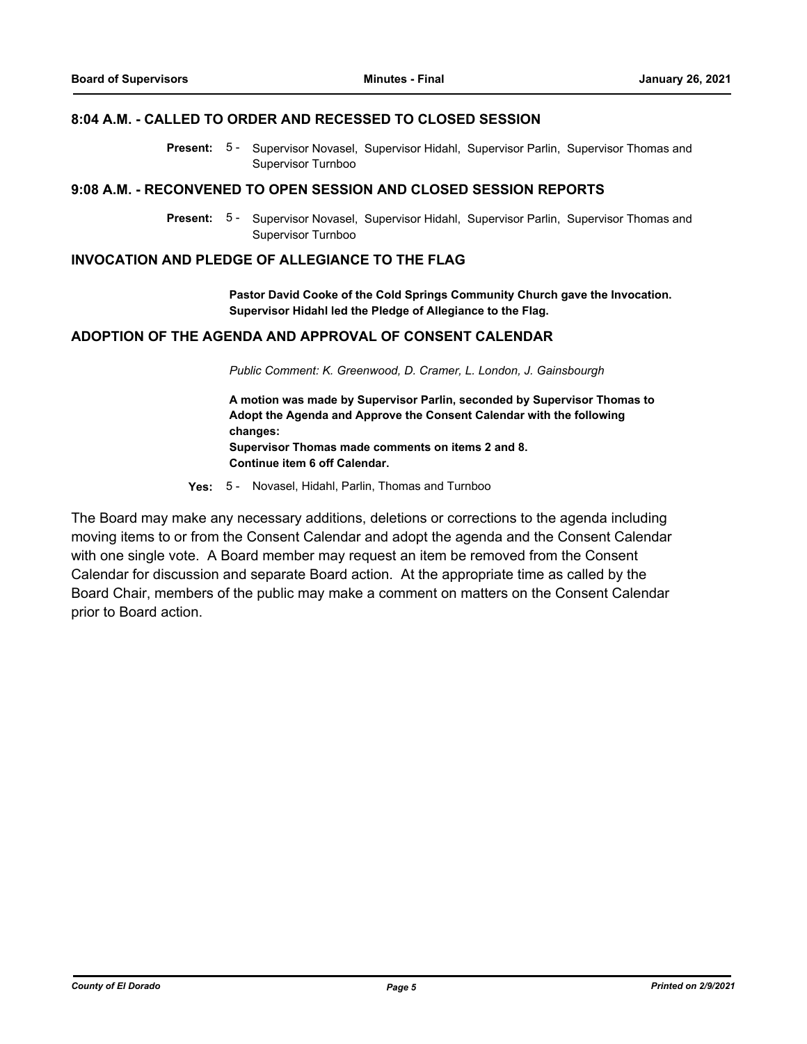## 8:04 A.M. - CALLED TO ORDER AND RECESSED TO CLOSED SESSION

**Present:** 5 - Supervisor Novasel, Supervisor Hidahl, Supervisor Parlin, Supervisor Thomas and Supervisor Turnboo

## 9:08 A.M. - RECONVENED TO OPEN SESSION AND CLOSED SESSION REPORTS

**Present:** 5 - Supervisor Novasel, Supervisor Hidahl, Supervisor Parlin, Supervisor Thomas and Supervisor Turnboo

## INVOCATION AND PLEDGE OF ALLEGIANCE TO THE FLAG

**Pastor David Cooke of the Cold Springs Community Church gave the Invocation. Supervisor Hidahl led the Pledge of Allegiance to the Flag.**

## ADOPTION OF THE AGENDA AND APPROVAL OF CONSENT CALENDAR

*Public Comment: K. Greenwood, D. Cramer, L. London, J. Gainsbourgh*

**A motion was made by Supervisor Parlin, seconded by Supervisor Thomas to Adopt the Agenda and Approve the Consent Calendar with the following changes:**
**Supervisor Thomas made comments on items 2 and 8.**
**Continue item 6 off Calendar.**

**Yes:** 5 - Novasel, Hidahl, Parlin, Thomas and Turnboo

The Board may make any necessary additions, deletions or corrections to the agenda including moving items to or from the Consent Calendar and adopt the agenda and the Consent Calendar with one single vote. A Board member may request an item be removed from the Consent Calendar for discussion and separate Board action. At the appropriate time as called by the Board Chair, members of the public may make a comment on matters on the Consent Calendar prior to Board action.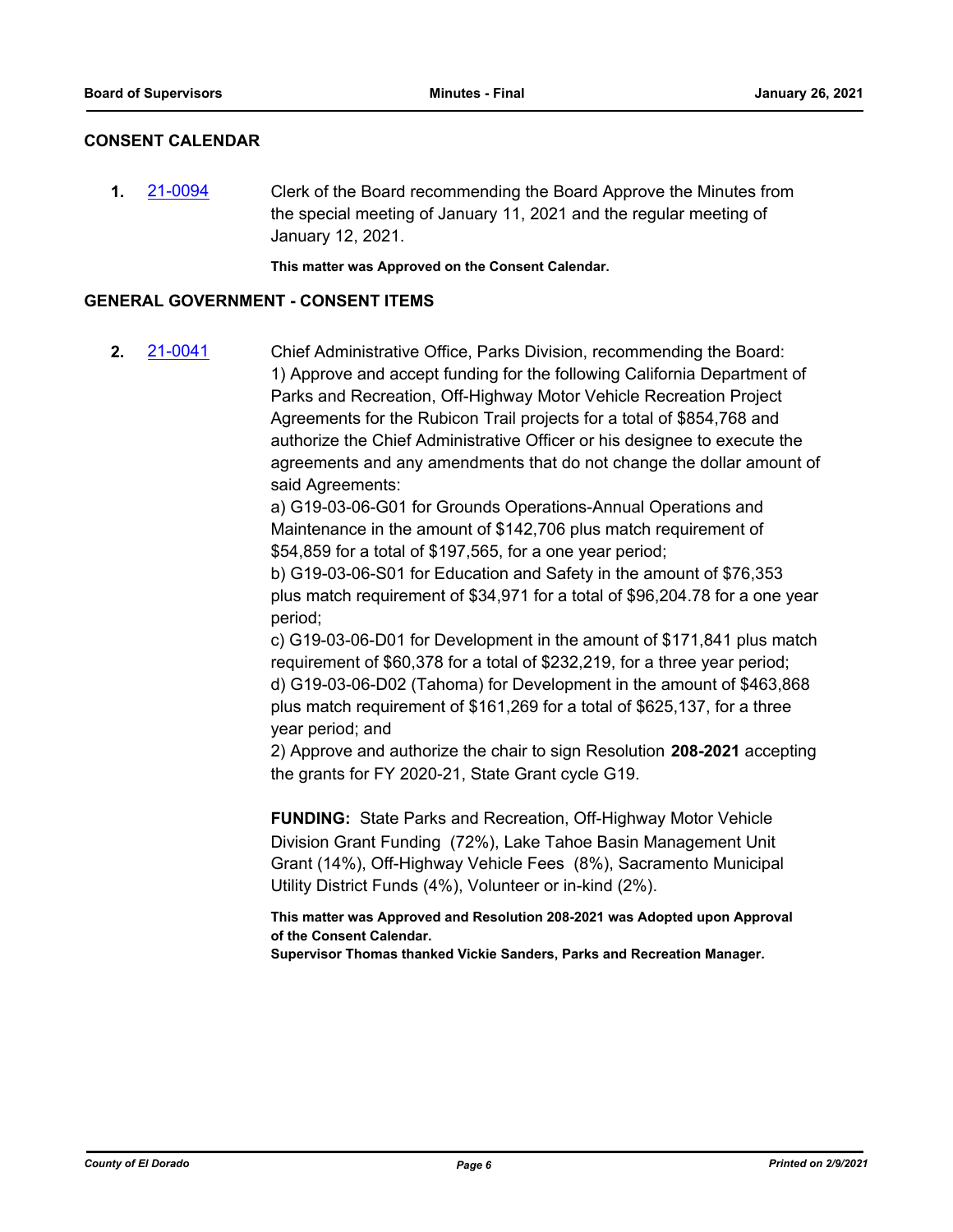## CONSENT CALENDAR

**1.** [21-0094] Clerk of the Board recommending the Board Approve the Minutes from the special meeting of January 11, 2021 and the regular meeting of January 12, 2021.

**This matter was Approved on the Consent Calendar.**

## GENERAL GOVERNMENT - CONSENT ITEMS

**2.** [21-0041] Chief Administrative Office, Parks Division, recommending the Board:
1) Approve and accept funding for the following California Department of Parks and Recreation, Off-Highway Motor Vehicle Recreation Project Agreements for the Rubicon Trail projects for a total of $854,768 and authorize the Chief Administrative Officer or his designee to execute the agreements and any amendments that do not change the dollar amount of said Agreements:
a) G19-03-06-G01 for Grounds Operations-Annual Operations and Maintenance in the amount of $142,706 plus match requirement of $54,859 for a total of $197,565, for a one year period;
b) G19-03-06-S01 for Education and Safety in the amount of $76,353 plus match requirement of $34,971 for a total of $96,204.78 for a one year period;
c) G19-03-06-D01 for Development in the amount of $171,841 plus match requirement of $60,378 for a total of $232,219, for a three year period;
d) G19-03-06-D02 (Tahoma) for Development in the amount of $463,868 plus match requirement of $161,269 for a total of $625,137, for a three year period; and
2) Approve and authorize the chair to sign Resolution **208-2021** accepting the grants for FY 2020-21, State Grant cycle G19.

**FUNDING:** State Parks and Recreation, Off-Highway Motor Vehicle Division Grant Funding (72%), Lake Tahoe Basin Management Unit Grant (14%), Off-Highway Vehicle Fees (8%), Sacramento Municipal Utility District Funds (4%), Volunteer or in-kind (2%).

**This matter was Approved and Resolution 208-2021 was Adopted upon Approval of the Consent Calendar.**
**Supervisor Thomas thanked Vickie Sanders, Parks and Recreation Manager.**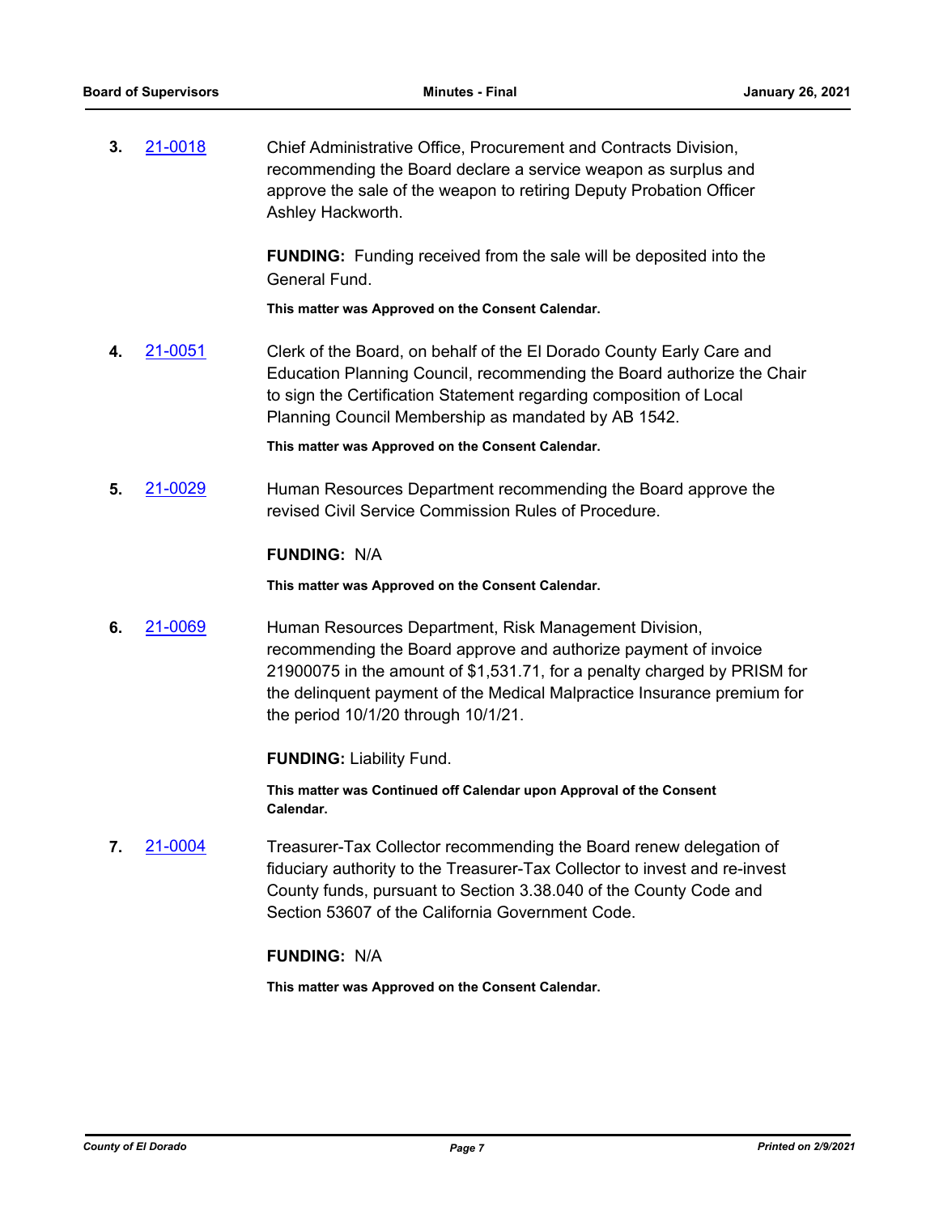**3.** 21-0018 Chief Administrative Office, Procurement and Contracts Division, recommending the Board declare a service weapon as surplus and approve the sale of the weapon to retiring Deputy Probation Officer Ashley Hackworth.

**FUNDING:** Funding received from the sale will be deposited into the General Fund.

**This matter was Approved on the Consent Calendar.**

**4.** 21-0051 Clerk of the Board, on behalf of the El Dorado County Early Care and Education Planning Council, recommending the Board authorize the Chair to sign the Certification Statement regarding composition of Local Planning Council Membership as mandated by AB 1542.

**This matter was Approved on the Consent Calendar.**

**5.** 21-0029 Human Resources Department recommending the Board approve the revised Civil Service Commission Rules of Procedure.

**FUNDING:** N/A

**This matter was Approved on the Consent Calendar.**

**6.** 21-0069 Human Resources Department, Risk Management Division, recommending the Board approve and authorize payment of invoice 21900075 in the amount of $1,531.71, for a penalty charged by PRISM for the delinquent payment of the Medical Malpractice Insurance premium for the period 10/1/20 through 10/1/21.

**FUNDING:** Liability Fund.

**This matter was Continued off Calendar upon Approval of the Consent Calendar.**

**7.** 21-0004 Treasurer-Tax Collector recommending the Board renew delegation of fiduciary authority to the Treasurer-Tax Collector to invest and re-invest County funds, pursuant to Section 3.38.040 of the County Code and Section 53607 of the California Government Code.

**FUNDING:** N/A

**This matter was Approved on the Consent Calendar.**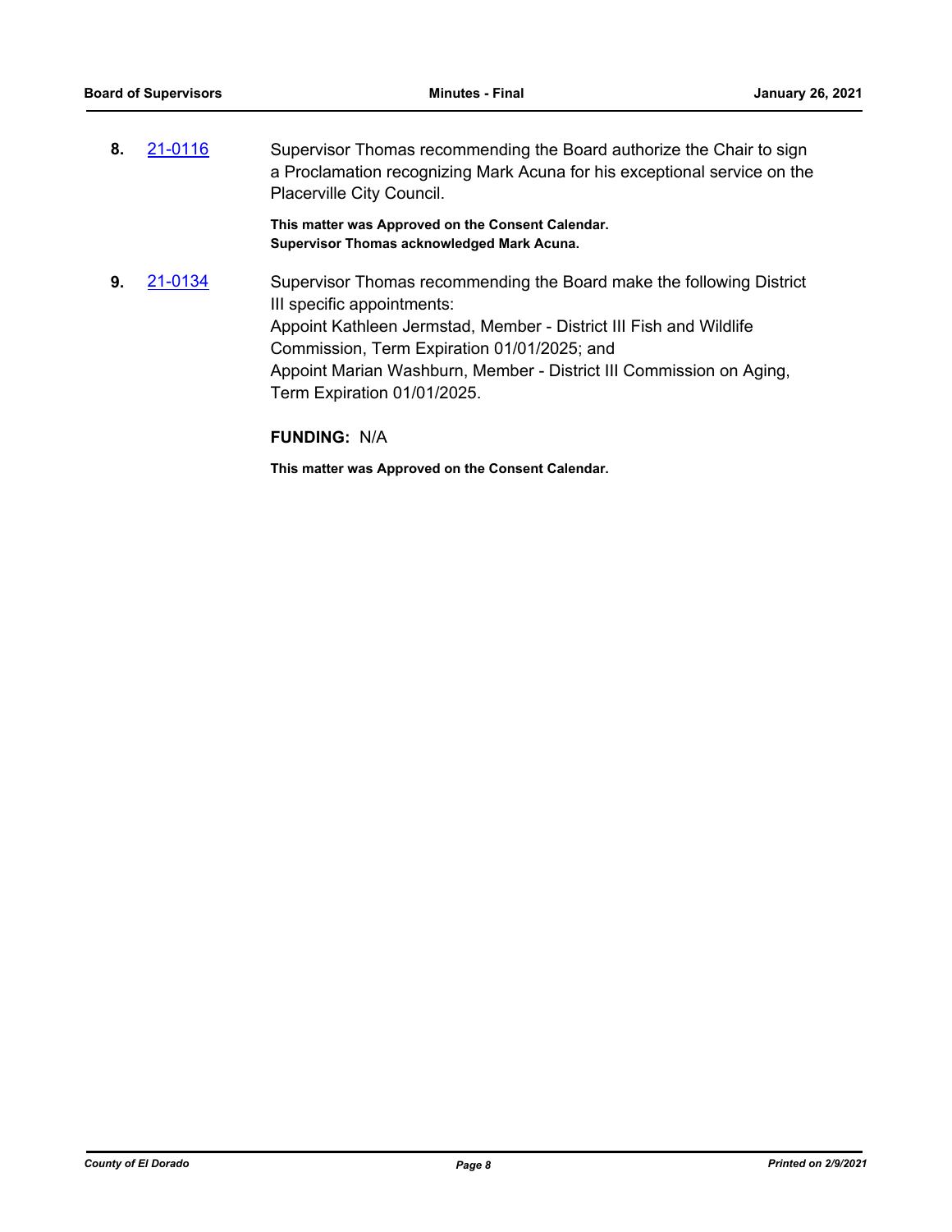**8.** [21-0116](21-0116)

Supervisor Thomas recommending the Board authorize the Chair to sign a Proclamation recognizing Mark Acuna for his exceptional service on the Placerville City Council.

**This matter was Approved on the Consent Calendar.**
**Supervisor Thomas acknowledged Mark Acuna.**

**9.** [21-0134](21-0134)

Supervisor Thomas recommending the Board make the following District III specific appointments:
Appoint Kathleen Jermstad, Member - District III Fish and Wildlife Commission, Term Expiration 01/01/2025; and
Appoint Marian Washburn, Member - District III Commission on Aging, Term Expiration 01/01/2025.

**FUNDING:** N/A

**This matter was Approved on the Consent Calendar.**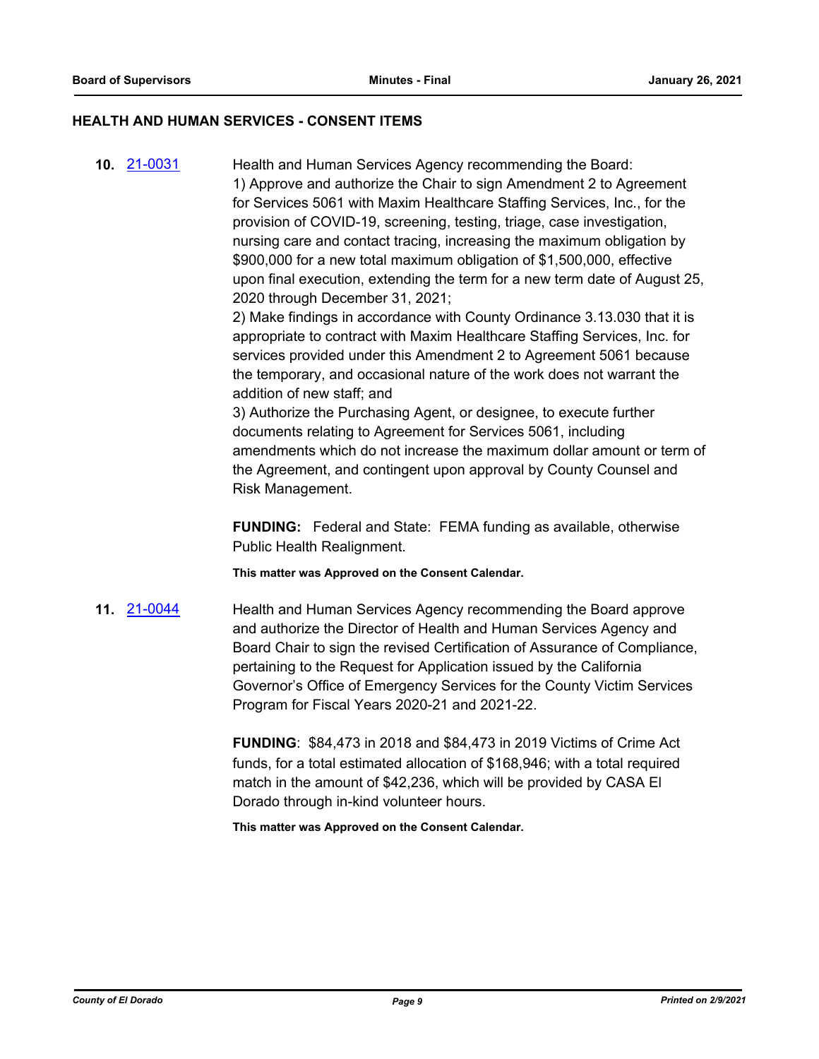## HEALTH AND HUMAN SERVICES - CONSENT ITEMS

**10.** [21-0031](21-0031)

Health and Human Services Agency recommending the Board:
1) Approve and authorize the Chair to sign Amendment 2 to Agreement for Services 5061 with Maxim Healthcare Staffing Services, Inc., for the provision of COVID-19, screening, testing, triage, case investigation, nursing care and contact tracing, increasing the maximum obligation by $900,000 for a new total maximum obligation of $1,500,000, effective upon final execution, extending the term for a new term date of August 25, 2020 through December 31, 2021;
2) Make findings in accordance with County Ordinance 3.13.030 that it is appropriate to contract with Maxim Healthcare Staffing Services, Inc. for services provided under this Amendment 2 to Agreement 5061 because the temporary, and occasional nature of the work does not warrant the addition of new staff; and
3) Authorize the Purchasing Agent, or designee, to execute further documents relating to Agreement for Services 5061, including amendments which do not increase the maximum dollar amount or term of the Agreement, and contingent upon approval by County Counsel and Risk Management.

**FUNDING:** Federal and State: FEMA funding as available, otherwise Public Health Realignment.

**This matter was Approved on the Consent Calendar.**

**11.** [21-0044](21-0044)

Health and Human Services Agency recommending the Board approve and authorize the Director of Health and Human Services Agency and Board Chair to sign the revised Certification of Assurance of Compliance, pertaining to the Request for Application issued by the California Governor's Office of Emergency Services for the County Victim Services Program for Fiscal Years 2020-21 and 2021-22.

**FUNDING**: $84,473 in 2018 and $84,473 in 2019 Victims of Crime Act funds, for a total estimated allocation of $168,946; with a total required match in the amount of $42,236, which will be provided by CASA El Dorado through in-kind volunteer hours.

**This matter was Approved on the Consent Calendar.**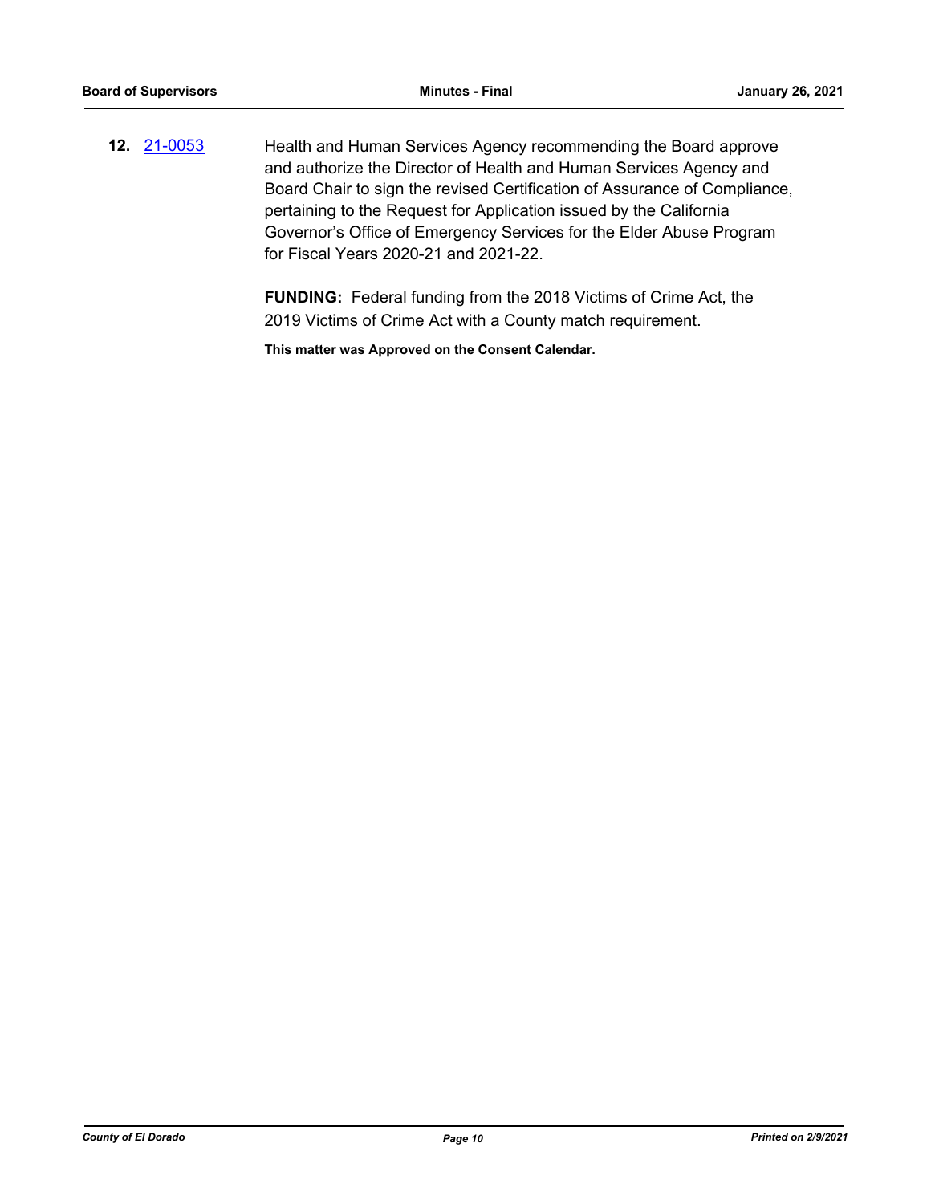**12.** 21-0053 Health and Human Services Agency recommending the Board approve and authorize the Director of Health and Human Services Agency and Board Chair to sign the revised Certification of Assurance of Compliance, pertaining to the Request for Application issued by the California Governor's Office of Emergency Services for the Elder Abuse Program for Fiscal Years 2020-21 and 2021-22.

**FUNDING:** Federal funding from the 2018 Victims of Crime Act, the 2019 Victims of Crime Act with a County match requirement.

**This matter was Approved on the Consent Calendar.**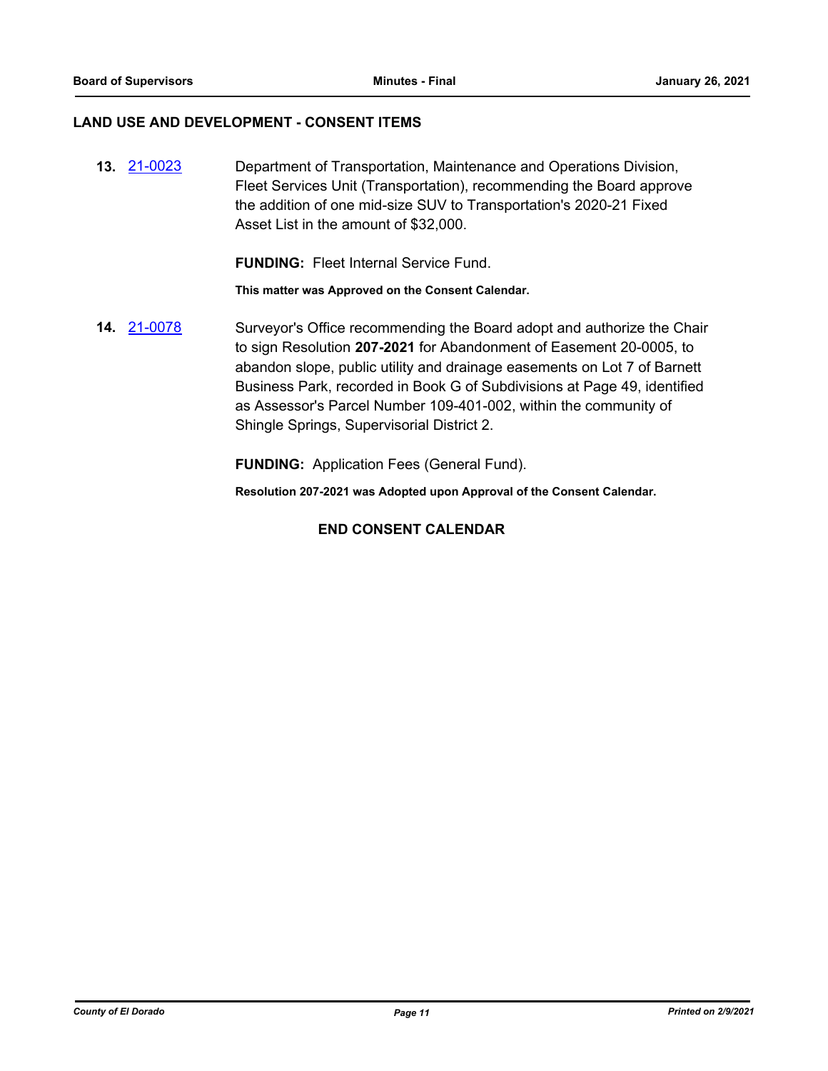## LAND USE AND DEVELOPMENT - CONSENT ITEMS

**13.** [21-0023](21-0023) Department of Transportation, Maintenance and Operations Division, Fleet Services Unit (Transportation), recommending the Board approve the addition of one mid-size SUV to Transportation's 2020-21 Fixed Asset List in the amount of $32,000.

**FUNDING:** Fleet Internal Service Fund.

**This matter was Approved on the Consent Calendar.**

**14.** [21-0078](21-0078) Surveyor's Office recommending the Board adopt and authorize the Chair to sign Resolution **207-2021** for Abandonment of Easement 20-0005, to abandon slope, public utility and drainage easements on Lot 7 of Barnett Business Park, recorded in Book G of Subdivisions at Page 49, identified as Assessor's Parcel Number 109-401-002, within the community of Shingle Springs, Supervisorial District 2.

**FUNDING:** Application Fees (General Fund).

**Resolution 207-2021 was Adopted upon Approval of the Consent Calendar.**

**END CONSENT CALENDAR**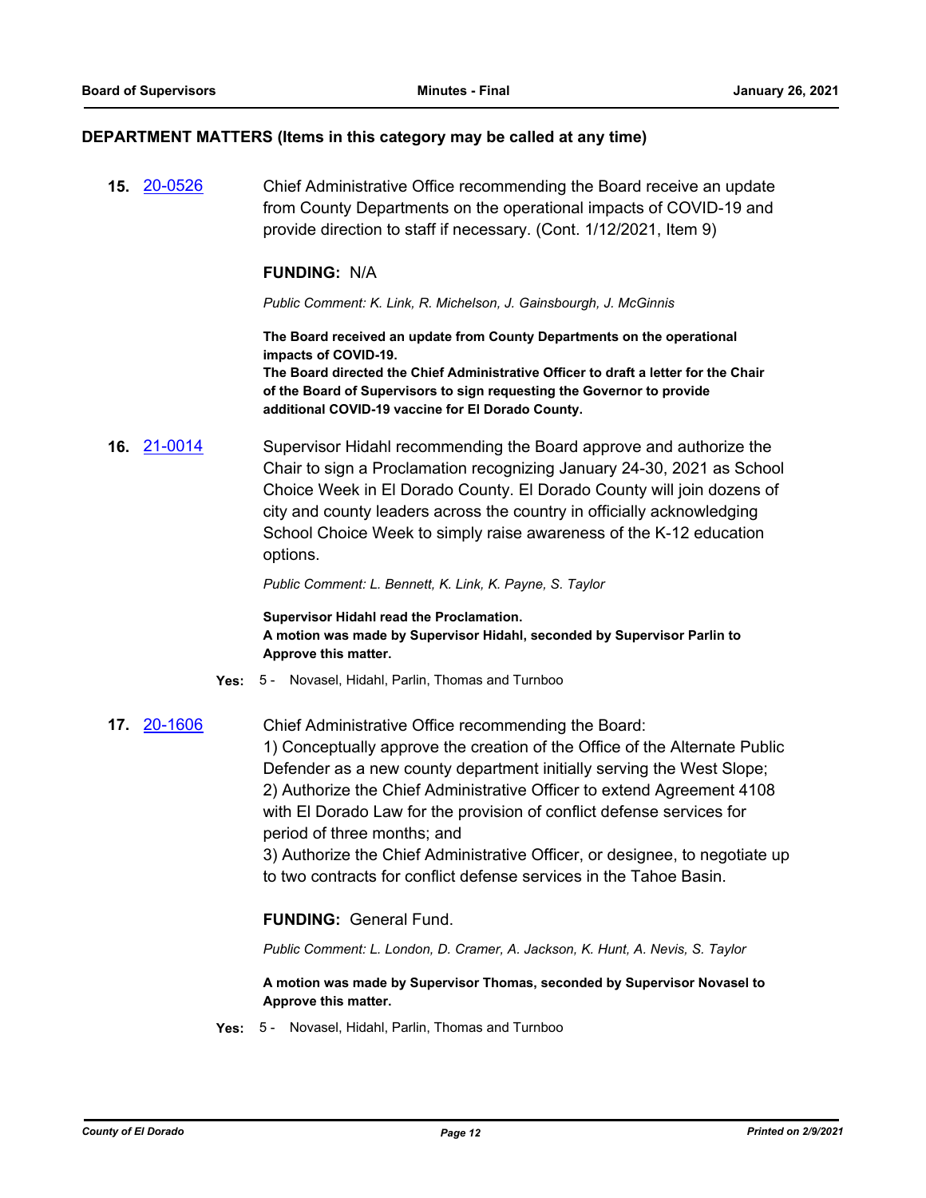**DEPARTMENT MATTERS (Items in this category may be called at any time)**

**15.** 20-0526 Chief Administrative Office recommending the Board receive an update from County Departments on the operational impacts of COVID-19 and provide direction to staff if necessary. (Cont. 1/12/2021, Item 9)

**FUNDING:** N/A

*Public Comment: K. Link, R. Michelson, J. Gainsbourgh, J. McGinnis*

**The Board received an update from County Departments on the operational impacts of COVID-19.**
**The Board directed the Chief Administrative Officer to draft a letter for the Chair of the Board of Supervisors to sign requesting the Governor to provide additional COVID-19 vaccine for El Dorado County.**

**16.** 21-0014 Supervisor Hidahl recommending the Board approve and authorize the Chair to sign a Proclamation recognizing January 24-30, 2021 as School Choice Week in El Dorado County. El Dorado County will join dozens of city and county leaders across the country in officially acknowledging School Choice Week to simply raise awareness of the K-12 education options.

*Public Comment: L. Bennett, K. Link, K. Payne, S. Taylor*

**Supervisor Hidahl read the Proclamation.**
**A motion was made by Supervisor Hidahl, seconded by Supervisor Parlin to Approve this matter.**

**Yes:** 5 - Novasel, Hidahl, Parlin, Thomas and Turnboo

**17.** 20-1606 Chief Administrative Office recommending the Board:
1) Conceptually approve the creation of the Office of the Alternate Public Defender as a new county department initially serving the West Slope;
2) Authorize the Chief Administrative Officer to extend Agreement 4108 with El Dorado Law for the provision of conflict defense services for period of three months; and
3) Authorize the Chief Administrative Officer, or designee, to negotiate up to two contracts for conflict defense services in the Tahoe Basin.

**FUNDING:** General Fund.

*Public Comment: L. London, D. Cramer, A. Jackson, K. Hunt, A. Nevis, S. Taylor*

**A motion was made by Supervisor Thomas, seconded by Supervisor Novasel to Approve this matter.**

**Yes:** 5 - Novasel, Hidahl, Parlin, Thomas and Turnboo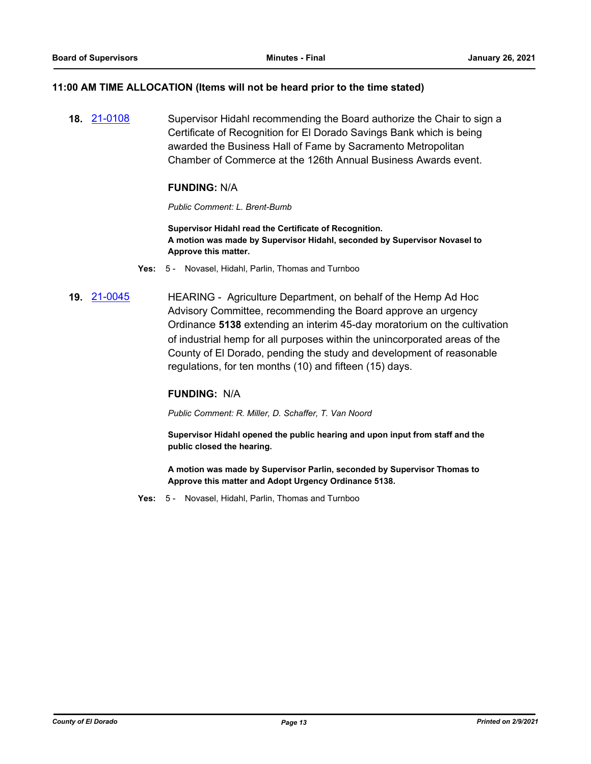### 11:00 AM TIME ALLOCATION (Items will not be heard prior to the time stated)

**18.** [21-0108](21-0108) Supervisor Hidahl recommending the Board authorize the Chair to sign a Certificate of Recognition for El Dorado Savings Bank which is being awarded the Business Hall of Fame by Sacramento Metropolitan Chamber of Commerce at the 126th Annual Business Awards event.

**FUNDING:** N/A

*Public Comment: L. Brent-Bumb*

**Supervisor Hidahl read the Certificate of Recognition.**
**A motion was made by Supervisor Hidahl, seconded by Supervisor Novasel to Approve this matter.**

**Yes:** 5 - Novasel, Hidahl, Parlin, Thomas and Turnboo

**19.** [21-0045](21-0045) HEARING - Agriculture Department, on behalf of the Hemp Ad Hoc Advisory Committee, recommending the Board approve an urgency Ordinance **5138** extending an interim 45-day moratorium on the cultivation of industrial hemp for all purposes within the unincorporated areas of the County of El Dorado, pending the study and development of reasonable regulations, for ten months (10) and fifteen (15) days.

**FUNDING:** N/A

*Public Comment: R. Miller, D. Schaffer, T. Van Noord*

**Supervisor Hidahl opened the public hearing and upon input from staff and the public closed the hearing.**

**A motion was made by Supervisor Parlin, seconded by Supervisor Thomas to Approve this matter and Adopt Urgency Ordinance 5138.**

**Yes:** 5 - Novasel, Hidahl, Parlin, Thomas and Turnboo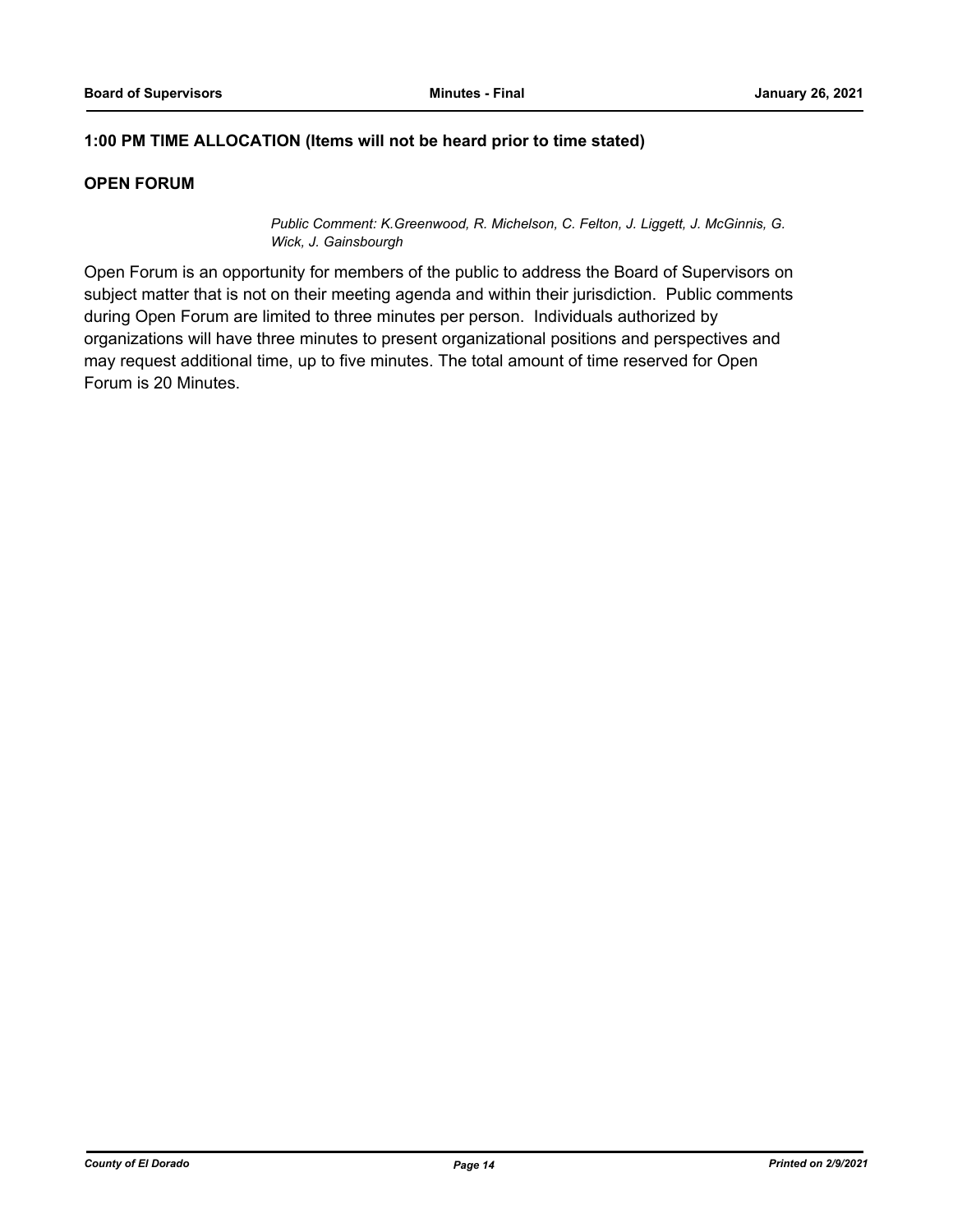**1:00 PM TIME ALLOCATION (Items will not be heard prior to time stated)**

**OPEN FORUM**

*Public Comment: K.Greenwood, R. Michelson, C. Felton, J. Liggett, J. McGinnis, G. Wick, J. Gainsbourgh*

Open Forum is an opportunity for members of the public to address the Board of Supervisors on subject matter that is not on their meeting agenda and within their jurisdiction.  Public comments during Open Forum are limited to three minutes per person.  Individuals authorized by organizations will have three minutes to present organizational positions and perspectives and may request additional time, up to five minutes. The total amount of time reserved for Open Forum is 20 Minutes.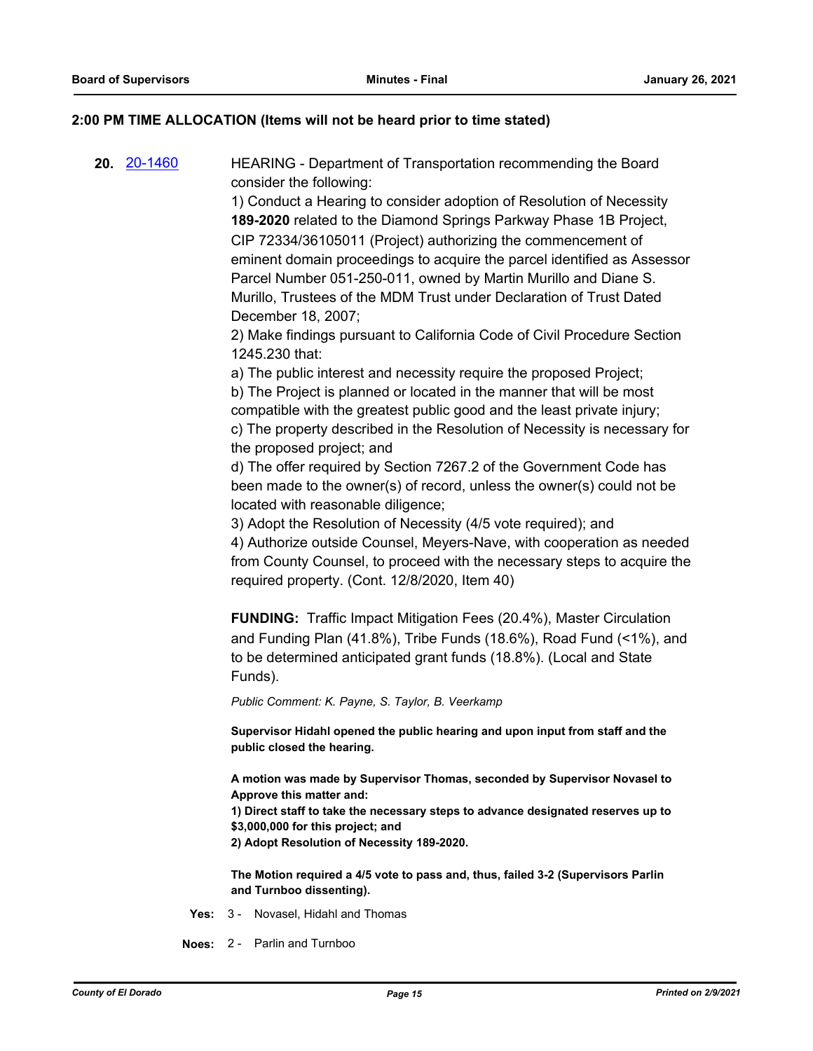## 2:00 PM TIME ALLOCATION (Items will not be heard prior to time stated)

**20.** 20-1460 HEARING - Department of Transportation recommending the Board consider the following:

1) Conduct a Hearing to consider adoption of Resolution of Necessity **189-2020** related to the Diamond Springs Parkway Phase 1B Project, CIP 72334/36105011 (Project) authorizing the commencement of eminent domain proceedings to acquire the parcel identified as Assessor Parcel Number 051-250-011, owned by Martin Murillo and Diane S. Murillo, Trustees of the MDM Trust under Declaration of Trust Dated December 18, 2007;

2) Make findings pursuant to California Code of Civil Procedure Section 1245.230 that:

a) The public interest and necessity require the proposed Project;

b) The Project is planned or located in the manner that will be most compatible with the greatest public good and the least private injury;

c) The property described in the Resolution of Necessity is necessary for the proposed project; and

d) The offer required by Section 7267.2 of the Government Code has been made to the owner(s) of record, unless the owner(s) could not be located with reasonable diligence;

3) Adopt the Resolution of Necessity (4/5 vote required); and

4) Authorize outside Counsel, Meyers-Nave, with cooperation as needed from County Counsel, to proceed with the necessary steps to acquire the required property. (Cont. 12/8/2020, Item 40)

**FUNDING:** Traffic Impact Mitigation Fees (20.4%), Master Circulation and Funding Plan (41.8%), Tribe Funds (18.6%), Road Fund (<1%), and to be determined anticipated grant funds (18.8%). (Local and State Funds).

*Public Comment: K. Payne, S. Taylor, B. Veerkamp*

**Supervisor Hidahl opened the public hearing and upon input from staff and the public closed the hearing.**

**A motion was made by Supervisor Thomas, seconded by Supervisor Novasel to Approve this matter and:**

**1) Direct staff to take the necessary steps to advance designated reserves up to $3,000,000 for this project; and**

**2) Adopt Resolution of Necessity 189-2020.**

**The Motion required a 4/5 vote to pass and, thus, failed 3-2 (Supervisors Parlin and Turnboo dissenting).**

**Yes:** 3 - Novasel, Hidahl and Thomas

**Noes:** 2 - Parlin and Turnboo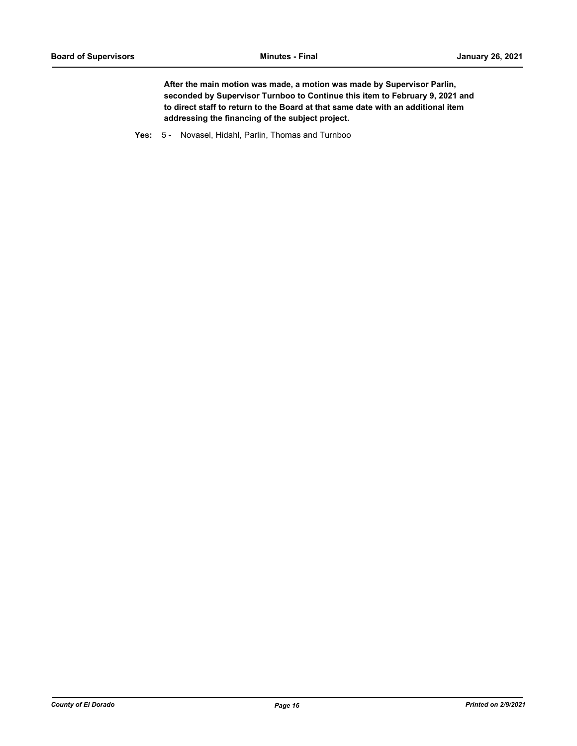**After the main motion was made, a motion was made by Supervisor Parlin, seconded by Supervisor Turnboo to Continue this item to February 9, 2021 and to direct staff to return to the Board at that same date with an additional item addressing the financing of the subject project.**

**Yes:** 5 - Novasel, Hidahl, Parlin, Thomas and Turnboo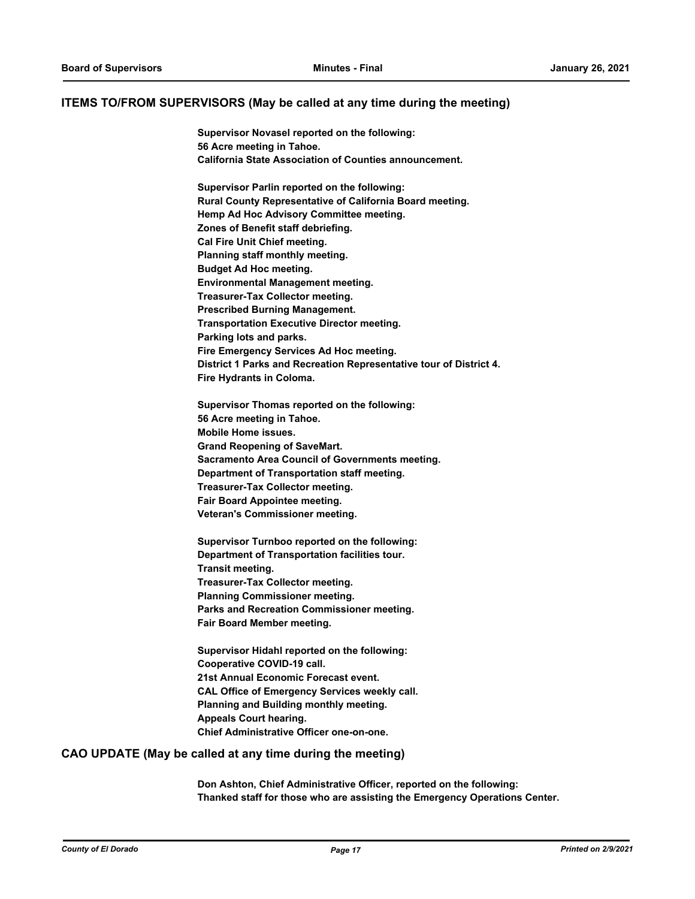## ITEMS TO/FROM SUPERVISORS (May be called at any time during the meeting)

**Supervisor Novasel reported on the following:**
**56 Acre meeting in Tahoe.**
**California State Association of Counties announcement.**

**Supervisor Parlin reported on the following:**
**Rural County Representative of California Board meeting.**
**Hemp Ad Hoc Advisory Committee meeting.**
**Zones of Benefit staff debriefing.**
**Cal Fire Unit Chief meeting.**
**Planning staff monthly meeting.**
**Budget Ad Hoc meeting.**
**Environmental Management meeting.**
**Treasurer-Tax Collector meeting.**
**Prescribed Burning Management.**
**Transportation Executive Director meeting.**
**Parking lots and parks.**
**Fire Emergency Services Ad Hoc meeting.**
**District 1 Parks and Recreation Representative tour of District 4.**
**Fire Hydrants in Coloma.**

**Supervisor Thomas reported on the following:**
**56 Acre meeting in Tahoe.**
**Mobile Home issues.**
**Grand Reopening of SaveMart.**
**Sacramento Area Council of Governments meeting.**
**Department of Transportation staff meeting.**
**Treasurer-Tax Collector meeting.**
**Fair Board Appointee meeting.**
**Veteran's Commissioner meeting.**

**Supervisor Turnboo reported on the following:**
**Department of Transportation facilities tour.**
**Transit meeting.**
**Treasurer-Tax Collector meeting.**
**Planning Commissioner meeting.**
**Parks and Recreation Commissioner meeting.**
**Fair Board Member meeting.**

**Supervisor Hidahl reported on the following:**
**Cooperative COVID-19 call.**
**21st Annual Economic Forecast event.**
**CAL Office of Emergency Services weekly call.**
**Planning and Building monthly meeting.**
**Appeals Court hearing.**
**Chief Administrative Officer one-on-one.**

## CAO UPDATE (May be called at any time during the meeting)

**Don Ashton, Chief Administrative Officer, reported on the following:**
**Thanked staff for those who are assisting the Emergency Operations Center.**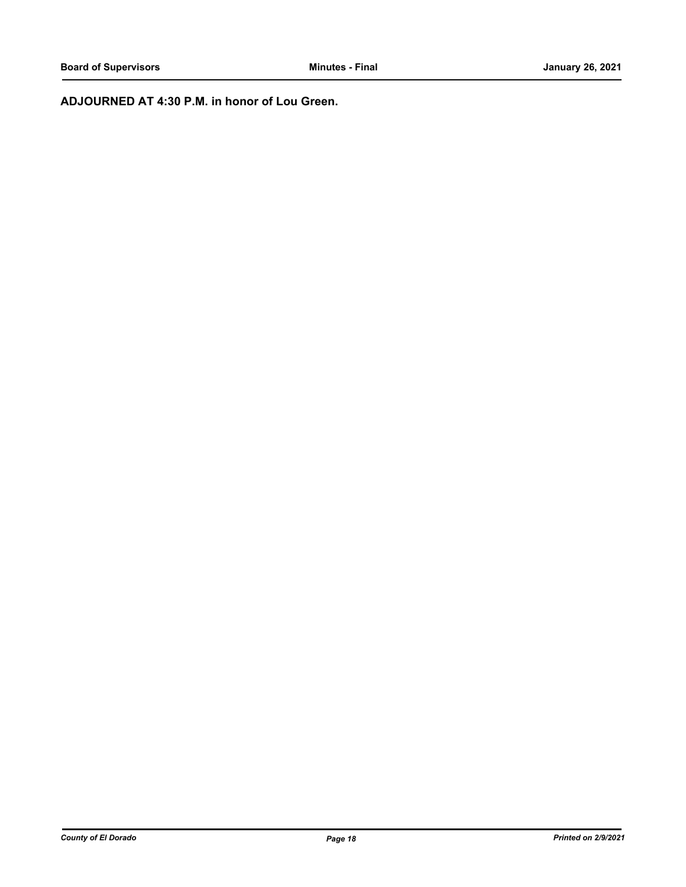**ADJOURNED AT 4:30 P.M. in honor of Lou Green.**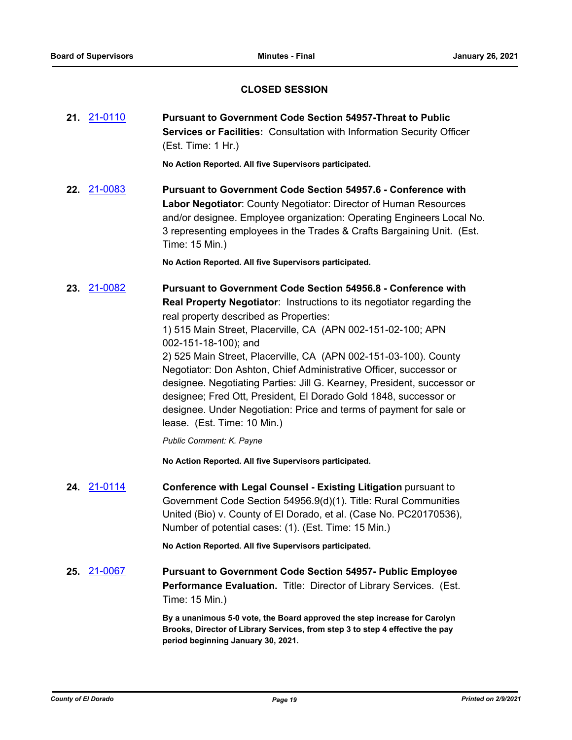## CLOSED SESSION

**21.** 21-0110 **Pursuant to Government Code Section 54957-Threat to Public Services or Facilities:** Consultation with Information Security Officer (Est. Time: 1 Hr.)

**No Action Reported. All five Supervisors participated.**

**22.** 21-0083 **Pursuant to Government Code Section 54957.6 - Conference with Labor Negotiator**: County Negotiator: Director of Human Resources and/or designee. Employee organization: Operating Engineers Local No. 3 representing employees in the Trades & Crafts Bargaining Unit. (Est. Time: 15 Min.)

**No Action Reported. All five Supervisors participated.**

**23.** 21-0082 **Pursuant to Government Code Section 54956.8 - Conference with Real Property Negotiator**: Instructions to its negotiator regarding the real property described as Properties:
1) 515 Main Street, Placerville, CA (APN 002-151-02-100; APN 002-151-18-100); and
2) 525 Main Street, Placerville, CA (APN 002-151-03-100). County Negotiator: Don Ashton, Chief Administrative Officer, successor or designee. Negotiating Parties: Jill G. Kearney, President, successor or designee; Fred Ott, President, El Dorado Gold 1848, successor or designee. Under Negotiation: Price and terms of payment for sale or lease. (Est. Time: 10 Min.)

*Public Comment: K. Payne*

**No Action Reported. All five Supervisors participated.**

**24.** 21-0114 **Conference with Legal Counsel - Existing Litigation** pursuant to Government Code Section 54956.9(d)(1). Title: Rural Communities United (Bio) v. County of El Dorado, et al. (Case No. PC20170536), Number of potential cases: (1). (Est. Time: 15 Min.)

**No Action Reported. All five Supervisors participated.**

**25.** 21-0067 **Pursuant to Government Code Section 54957- Public Employee Performance Evaluation.** Title: Director of Library Services. (Est. Time: 15 Min.)

**By a unanimous 5-0 vote, the Board approved the step increase for Carolyn Brooks, Director of Library Services, from step 3 to step 4 effective the pay period beginning January 30, 2021.**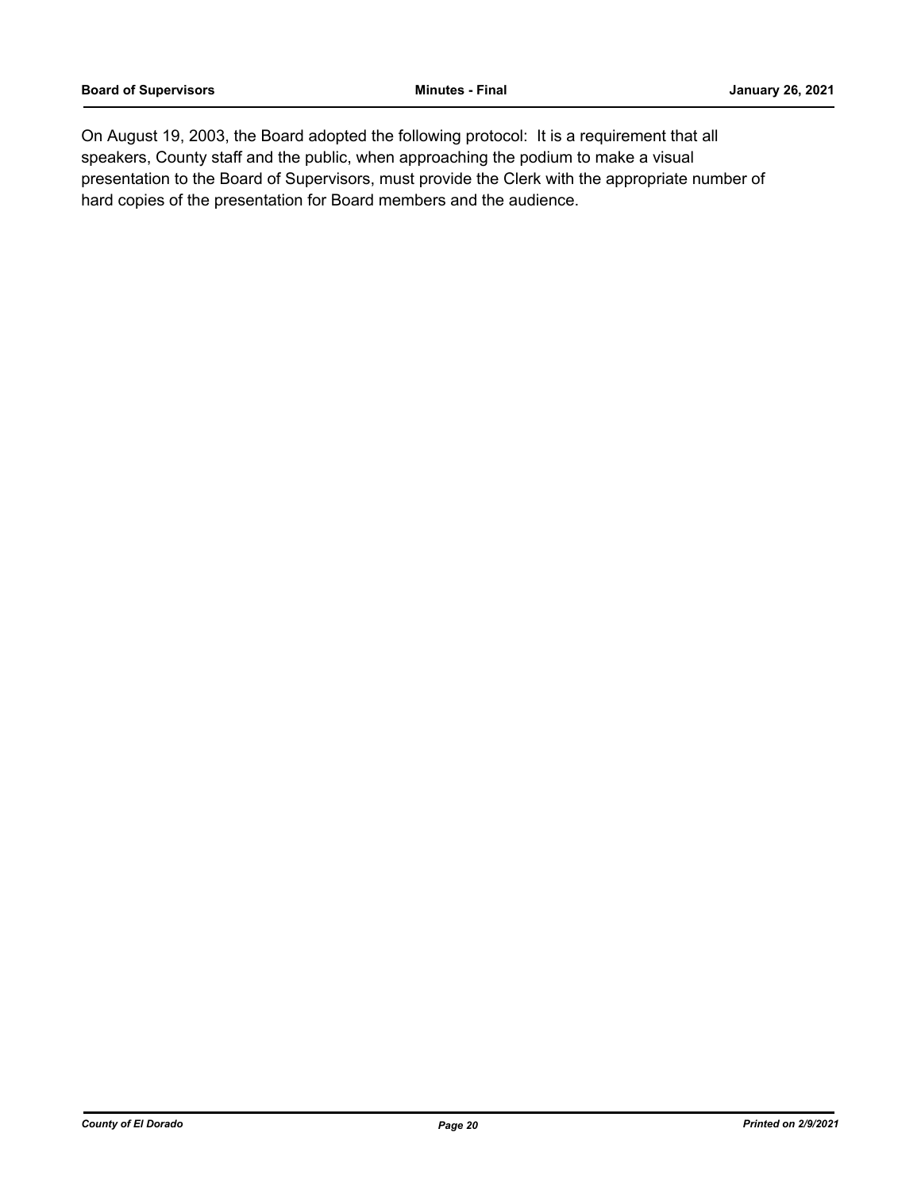On August 19, 2003, the Board adopted the following protocol: It is a requirement that all speakers, County staff and the public, when approaching the podium to make a visual presentation to the Board of Supervisors, must provide the Clerk with the appropriate number of hard copies of the presentation for Board members and the audience.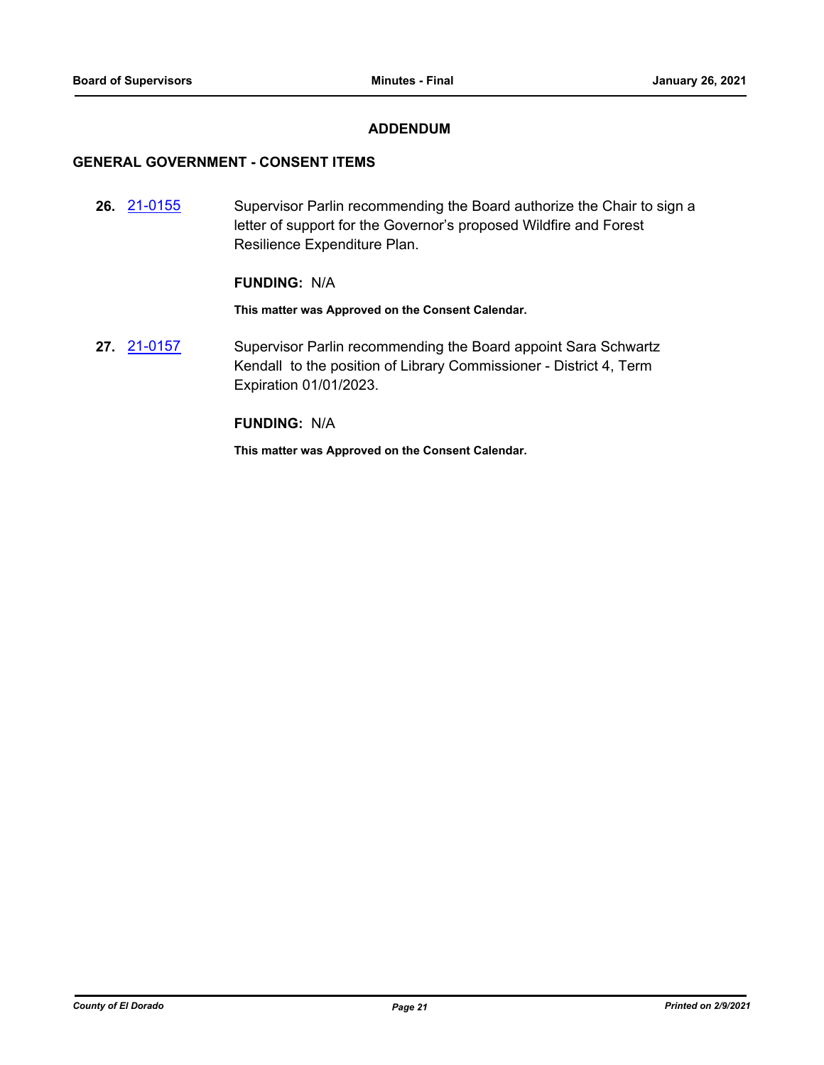## ADDENDUM

### GENERAL GOVERNMENT - CONSENT ITEMS

**26.** 21-0155 Supervisor Parlin recommending the Board authorize the Chair to sign a letter of support for the Governor's proposed Wildfire and Forest Resilience Expenditure Plan.

**FUNDING:** N/A

**This matter was Approved on the Consent Calendar.**

**27.** 21-0157 Supervisor Parlin recommending the Board appoint Sara Schwartz Kendall to the position of Library Commissioner - District 4, Term Expiration 01/01/2023.

**FUNDING:** N/A

**This matter was Approved on the Consent Calendar.**